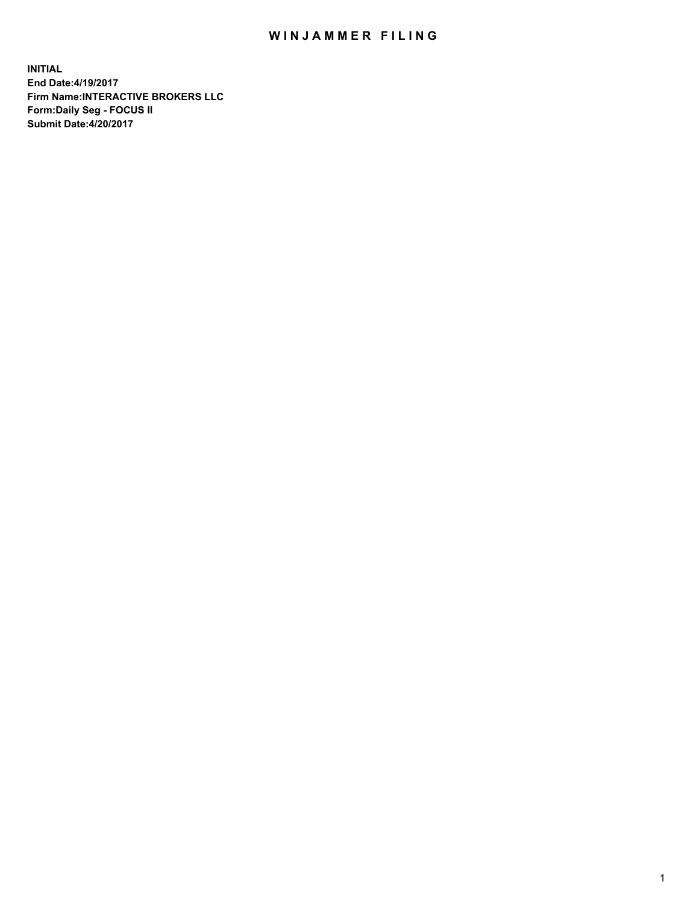# WINJAMMER FILING

**INITIAL**
**End Date:4/19/2017**
**Firm Name:INTERACTIVE BROKERS LLC**
**Form:Daily Seg - FOCUS II**
**Submit Date:4/20/2017**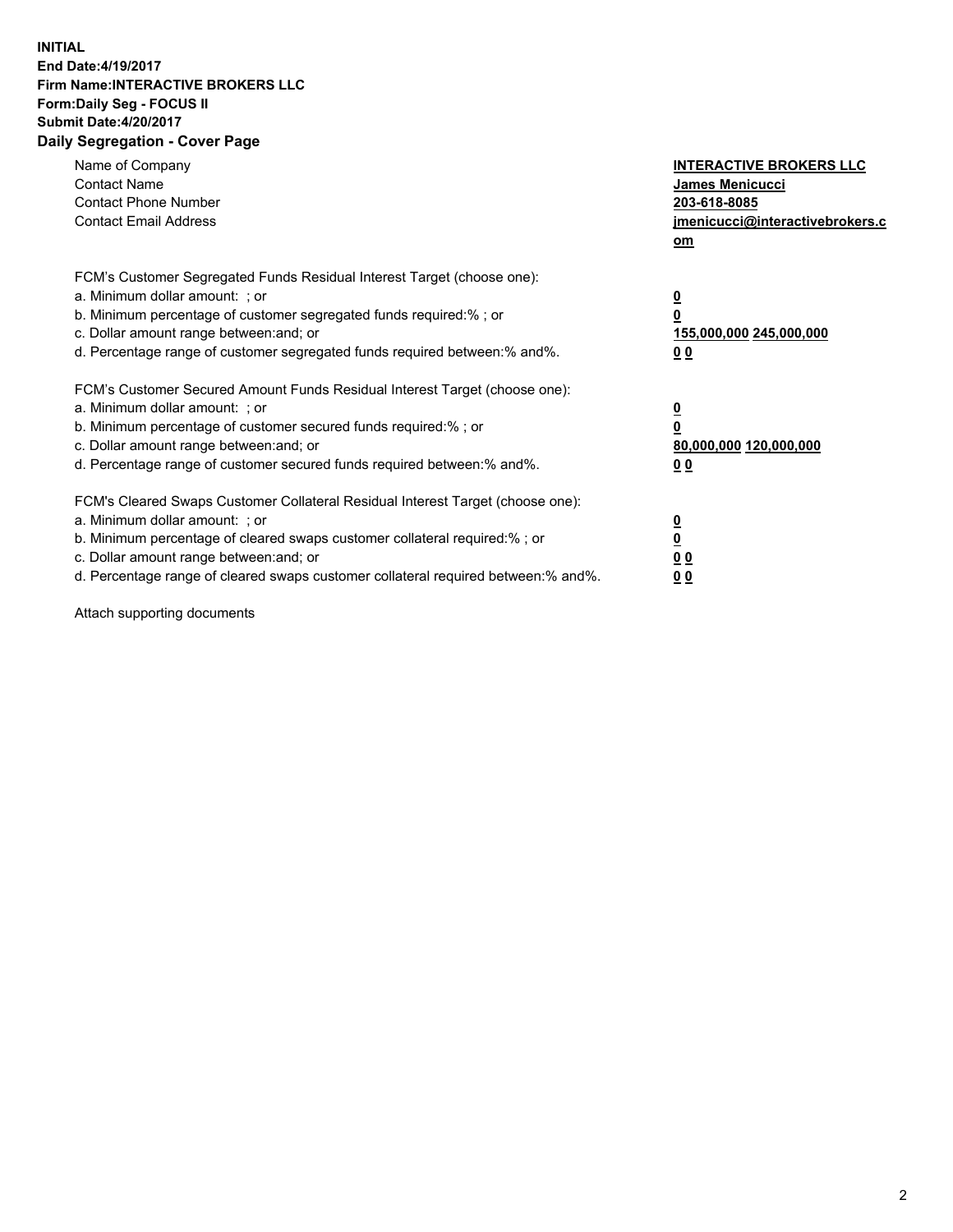**INITIAL**
**End Date:4/19/2017**
**Firm Name:INTERACTIVE BROKERS LLC**
**Form:Daily Seg - FOCUS II**
**Submit Date:4/20/2017**

## Daily Segregation - Cover Page

| | |
|---|---|
| Name of Company | **INTERACTIVE BROKERS LLC** |
| Contact Name | **James Menicucci** |
| Contact Phone Number | **203-618-8085** |
| Contact Email Address | **jmenicucci@interactivebrokers.com** |

| | |
|---|---|
| FCM's Customer Segregated Funds Residual Interest Target (choose one): | |
| a. Minimum dollar amount: ; or | **0** |
| b. Minimum percentage of customer segregated funds required:% ; or | **0** |
| c. Dollar amount range between:and; or | **155,000,000 245,000,000** |
| d. Percentage range of customer segregated funds required between:% and%. | **0 0** |

| | |
|---|---|
| FCM's Customer Secured Amount Funds Residual Interest Target (choose one): | |
| a. Minimum dollar amount: ; or | **0** |
| b. Minimum percentage of customer secured funds required:% ; or | **0** |
| c. Dollar amount range between:and; or | **80,000,000 120,000,000** |
| d. Percentage range of customer secured funds required between:% and%. | **0 0** |

| | |
|---|---|
| FCM's Cleared Swaps Customer Collateral Residual Interest Target (choose one): | |
| a. Minimum dollar amount: ; or | **0** |
| b. Minimum percentage of cleared swaps customer collateral required:% ; or | **0** |
| c. Dollar amount range between:and; or | **0 0** |
| d. Percentage range of cleared swaps customer collateral required between:% and%. | **0 0** |

Attach supporting documents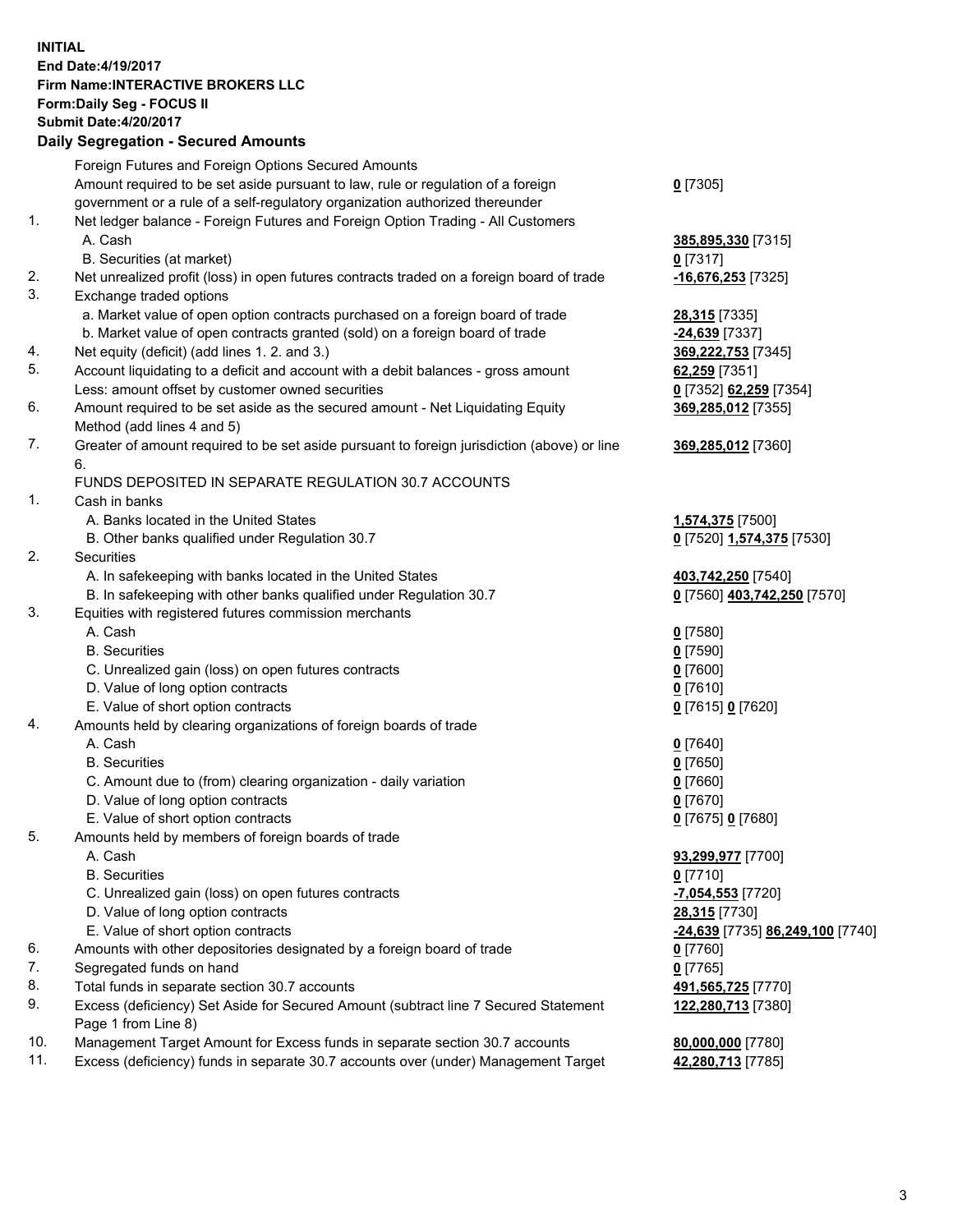**INITIAL**
**End Date:4/19/2017**
**Firm Name:INTERACTIVE BROKERS LLC**
**Form:Daily Seg - FOCUS II**
**Submit Date:4/20/2017**
**Daily Segregation - Secured Amounts**

| | | |
|---|---|---|
| | Foreign Futures and Foreign Options Secured Amounts | |
| | Amount required to be set aside pursuant to law, rule or regulation of a foreign government or a rule of a self-regulatory organization authorized thereunder | **0** [7305] |
| 1. | Net ledger balance - Foreign Futures and Foreign Option Trading - All Customers | |
| | A. Cash | **385,895,330** [7315] |
| | B. Securities (at market) | **0** [7317] |
| 2. | Net unrealized profit (loss) in open futures contracts traded on a foreign board of trade | **-16,676,253** [7325] |
| 3. | Exchange traded options | |
| | a. Market value of open option contracts purchased on a foreign board of trade | **28,315** [7335] |
| | b. Market value of open contracts granted (sold) on a foreign board of trade | **-24,639** [7337] |
| 4. | Net equity (deficit) (add lines 1. 2. and 3.) | **369,222,753** [7345] |
| 5. | Account liquidating to a deficit and account with a debit balances - gross amount | **62,259** [7351] |
| | Less: amount offset by customer owned securities | **0** [7352] **62,259** [7354] |
| 6. | Amount required to be set aside as the secured amount - Net Liquidating Equity Method (add lines 4 and 5) | **369,285,012** [7355] |
| 7. | Greater of amount required to be set aside pursuant to foreign jurisdiction (above) or line 6. | **369,285,012** [7360] |
| | FUNDS DEPOSITED IN SEPARATE REGULATION 30.7 ACCOUNTS | |
| 1. | Cash in banks | |
| | A. Banks located in the United States | **1,574,375** [7500] |
| | B. Other banks qualified under Regulation 30.7 | **0** [7520] **1,574,375** [7530] |
| 2. | Securities | |
| | A. In safekeeping with banks located in the United States | **403,742,250** [7540] |
| | B. In safekeeping with other banks qualified under Regulation 30.7 | **0** [7560] **403,742,250** [7570] |
| 3. | Equities with registered futures commission merchants | |
| | A. Cash | **0** [7580] |
| | B. Securities | **0** [7590] |
| | C. Unrealized gain (loss) on open futures contracts | **0** [7600] |
| | D. Value of long option contracts | **0** [7610] |
| | E. Value of short option contracts | **0** [7615] **0** [7620] |
| 4. | Amounts held by clearing organizations of foreign boards of trade | |
| | A. Cash | **0** [7640] |
| | B. Securities | **0** [7650] |
| | C. Amount due to (from) clearing organization - daily variation | **0** [7660] |
| | D. Value of long option contracts | **0** [7670] |
| | E. Value of short option contracts | **0** [7675] **0** [7680] |
| 5. | Amounts held by members of foreign boards of trade | |
| | A. Cash | **93,299,977** [7700] |
| | B. Securities | **0** [7710] |
| | C. Unrealized gain (loss) on open futures contracts | **-7,054,553** [7720] |
| | D. Value of long option contracts | **28,315** [7730] |
| | E. Value of short option contracts | **-24,639** [7735] **86,249,100** [7740] |
| 6. | Amounts with other depositories designated by a foreign board of trade | **0** [7760] |
| 7. | Segregated funds on hand | **0** [7765] |
| 8. | Total funds in separate section 30.7 accounts | **491,565,725** [7770] |
| 9. | Excess (deficiency) Set Aside for Secured Amount (subtract line 7 Secured Statement Page 1 from Line 8) | **122,280,713** [7380] |
| 10. | Management Target Amount for Excess funds in separate section 30.7 accounts | **80,000,000** [7780] |
| 11. | Excess (deficiency) funds in separate 30.7 accounts over (under) Management Target | **42,280,713** [7785] |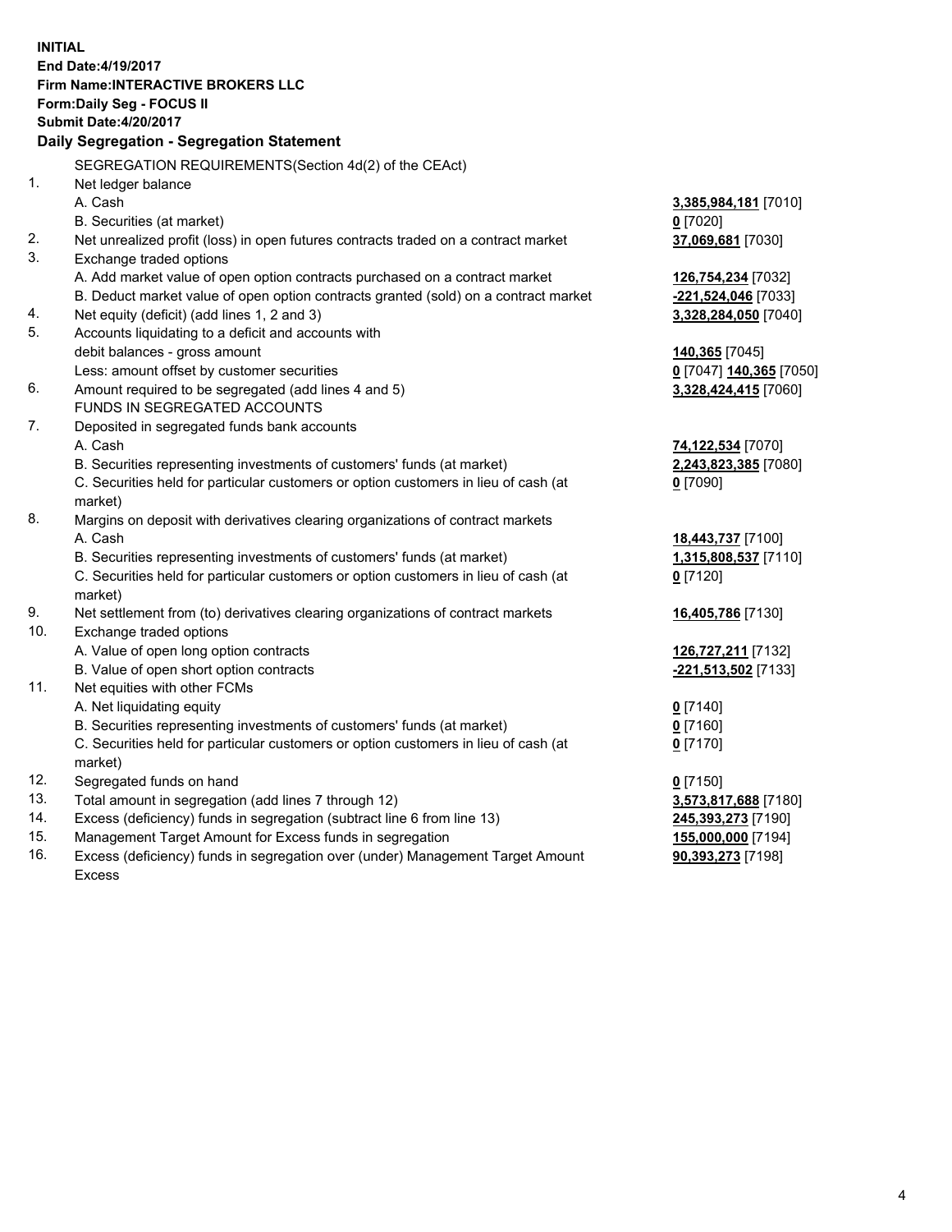**INITIAL**
**End Date:4/19/2017**
**Firm Name:INTERACTIVE BROKERS LLC**
**Form:Daily Seg - FOCUS II**
**Submit Date:4/20/2017**

## Daily Segregation - Segregation Statement

| | | |
|---|---|---|
| | SEGREGATION REQUIREMENTS(Section 4d(2) of the CEAct) | |
| 1. | Net ledger balance | |
| | A. Cash | **3,385,984,181** [7010] |
| | B. Securities (at market) | **0** [7020] |
| 2. | Net unrealized profit (loss) in open futures contracts traded on a contract market | **37,069,681** [7030] |
| 3. | Exchange traded options | |
| | A. Add market value of open option contracts purchased on a contract market | **126,754,234** [7032] |
| | B. Deduct market value of open option contracts granted (sold) on a contract market | **-221,524,046** [7033] |
| 4. | Net equity (deficit) (add lines 1, 2 and 3) | **3,328,284,050** [7040] |
| 5. | Accounts liquidating to a deficit and accounts with debit balances - gross amount | **140,365** [7045] |
| | Less: amount offset by customer securities | **0** [7047] **140,365** [7050] |
| 6. | Amount required to be segregated (add lines 4 and 5) | **3,328,424,415** [7060] |
| | FUNDS IN SEGREGATED ACCOUNTS | |
| 7. | Deposited in segregated funds bank accounts | |
| | A. Cash | **74,122,534** [7070] |
| | B. Securities representing investments of customers' funds (at market) | **2,243,823,385** [7080] |
| | C. Securities held for particular customers or option customers in lieu of cash (at market) | **0** [7090] |
| 8. | Margins on deposit with derivatives clearing organizations of contract markets | |
| | A. Cash | **18,443,737** [7100] |
| | B. Securities representing investments of customers' funds (at market) | **1,315,808,537** [7110] |
| | C. Securities held for particular customers or option customers in lieu of cash (at market) | **0** [7120] |
| 9. | Net settlement from (to) derivatives clearing organizations of contract markets | **16,405,786** [7130] |
| 10. | Exchange traded options | |
| | A. Value of open long option contracts | **126,727,211** [7132] |
| | B. Value of open short option contracts | **-221,513,502** [7133] |
| 11. | Net equities with other FCMs | |
| | A. Net liquidating equity | **0** [7140] |
| | B. Securities representing investments of customers' funds (at market) | **0** [7160] |
| | C. Securities held for particular customers or option customers in lieu of cash (at market) | **0** [7170] |
| 12. | Segregated funds on hand | **0** [7150] |
| 13. | Total amount in segregation (add lines 7 through 12) | **3,573,817,688** [7180] |
| 14. | Excess (deficiency) funds in segregation (subtract line 6 from line 13) | **245,393,273** [7190] |
| 15. | Management Target Amount for Excess funds in segregation | **155,000,000** [7194] |
| 16. | Excess (deficiency) funds in segregation over (under) Management Target Amount Excess | **90,393,273** [7198] |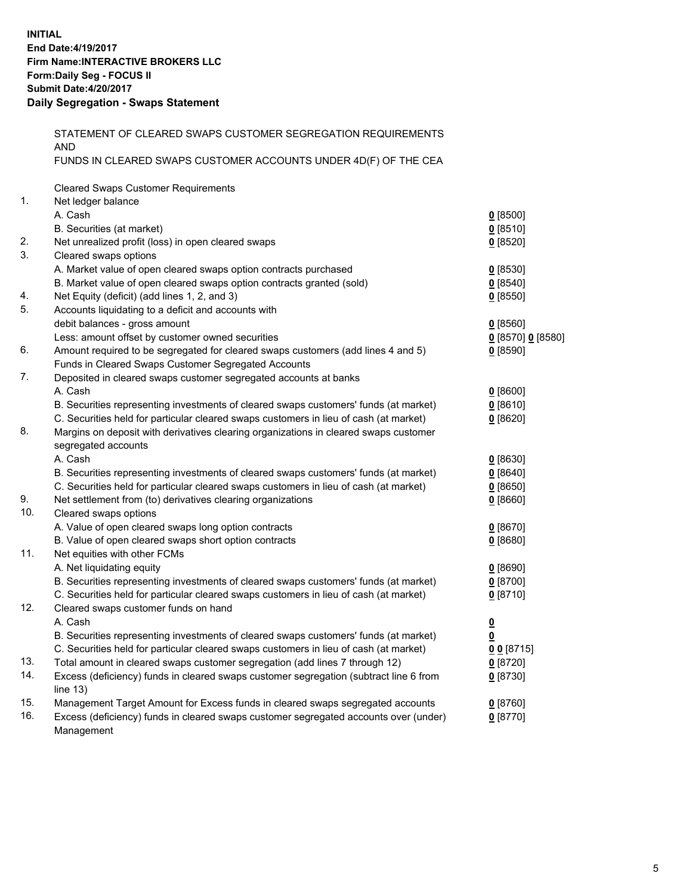**INITIAL**
**End Date:4/19/2017**
**Firm Name:INTERACTIVE BROKERS LLC**
**Form:Daily Seg - FOCUS II**
**Submit Date:4/20/2017**
**Daily Segregation - Swaps Statement**

STATEMENT OF CLEARED SWAPS CUSTOMER SEGREGATION REQUIREMENTS AND FUNDS IN CLEARED SWAPS CUSTOMER ACCOUNTS UNDER 4D(F) OF THE CEA

| | | |
|---|---|---|
| | Cleared Swaps Customer Requirements | |
| 1. | Net ledger balance | |
| | A. Cash | 0 [8500] |
| | B. Securities (at market) | 0 [8510] |
| 2. | Net unrealized profit (loss) in open cleared swaps | 0 [8520] |
| 3. | Cleared swaps options | |
| | A. Market value of open cleared swaps option contracts purchased | 0 [8530] |
| | B. Market value of open cleared swaps option contracts granted (sold) | 0 [8540] |
| 4. | Net Equity (deficit) (add lines 1, 2, and 3) | 0 [8550] |
| 5. | Accounts liquidating to a deficit and accounts with | |
| | debit balances - gross amount | 0 [8560] |
| | Less: amount offset by customer owned securities | 0 [8570] 0 [8580] |
| 6. | Amount required to be segregated for cleared swaps customers (add lines 4 and 5) | 0 [8590] |
| | Funds in Cleared Swaps Customer Segregated Accounts | |
| 7. | Deposited in cleared swaps customer segregated accounts at banks | |
| | A. Cash | 0 [8600] |
| | B. Securities representing investments of cleared swaps customers' funds (at market) | 0 [8610] |
| | C. Securities held for particular cleared swaps customers in lieu of cash (at market) | 0 [8620] |
| 8. | Margins on deposit with derivatives clearing organizations in cleared swaps customer segregated accounts | |
| | A. Cash | 0 [8630] |
| | B. Securities representing investments of cleared swaps customers' funds (at market) | 0 [8640] |
| | C. Securities held for particular cleared swaps customers in lieu of cash (at market) | 0 [8650] |
| 9. | Net settlement from (to) derivatives clearing organizations | 0 [8660] |
| 10. | Cleared swaps options | |
| | A. Value of open cleared swaps long option contracts | 0 [8670] |
| | B. Value of open cleared swaps short option contracts | 0 [8680] |
| 11. | Net equities with other FCMs | |
| | A. Net liquidating equity | 0 [8690] |
| | B. Securities representing investments of cleared swaps customers' funds (at market) | 0 [8700] |
| | C. Securities held for particular cleared swaps customers in lieu of cash (at market) | 0 [8710] |
| 12. | Cleared swaps customer funds on hand | |
| | A. Cash | 0 |
| | B. Securities representing investments of cleared swaps customers' funds (at market) | 0 |
| | C. Securities held for particular cleared swaps customers in lieu of cash (at market) | 0 0 [8715] |
| 13. | Total amount in cleared swaps customer segregation (add lines 7 through 12) | 0 [8720] |
| 14. | Excess (deficiency) funds in cleared swaps customer segregation (subtract line 6 from line 13) | 0 [8730] |
| 15. | Management Target Amount for Excess funds in cleared swaps segregated accounts | 0 [8760] |
| 16. | Excess (deficiency) funds in cleared swaps customer segregated accounts over (under) Management | 0 [8770] |